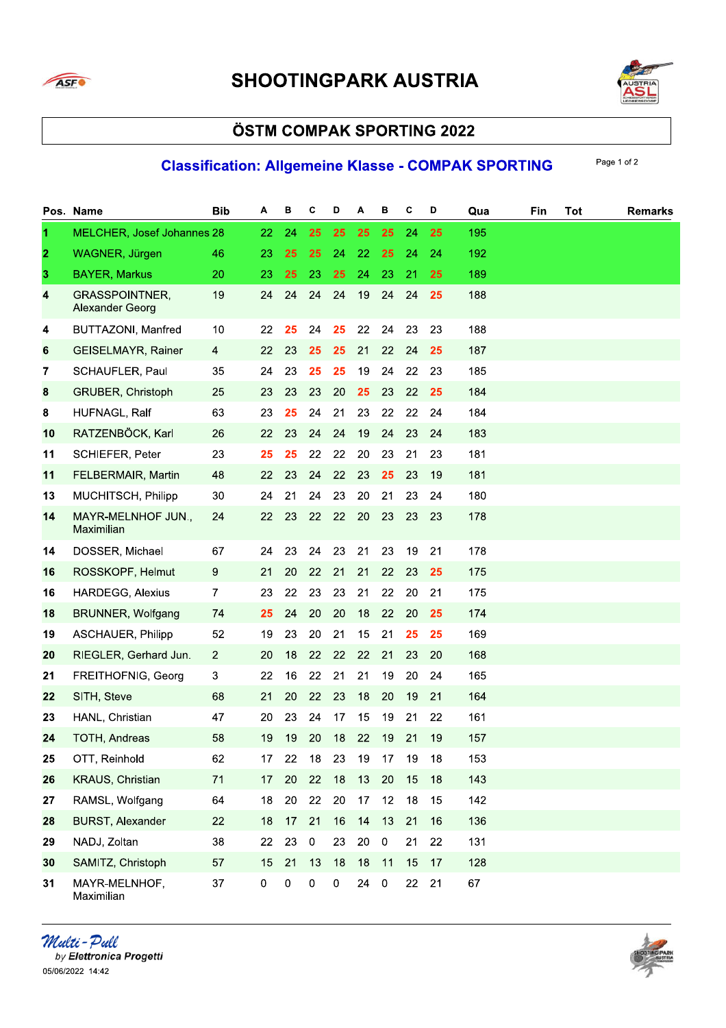# SHOOTINGPARK AUSTRIA

## ÖSTM COMPAK SPORTING 2022

### Classification: Allgemeine Klasse - COMPAK SPORTING

| Pos. | Name | Bib | A | B | C | D | A | B | C | D | Qua | Fin | Tot | Remarks |
|---|---|---|---|---|---|---|---|---|---|---|---|---|---|---|
| 1 | MELCHER, Josef Johannes | 28 | 22 | 24 | 25 | 25 | 25 | 25 | 24 | 25 | 195 | | | |
| 2 | WAGNER, Jürgen | 46 | 23 | 25 | 25 | 24 | 22 | 25 | 24 | 24 | 192 | | | |
| 3 | BAYER, Markus | 20 | 23 | 25 | 23 | 25 | 24 | 23 | 21 | 25 | 189 | | | |
| 4 | GRASSPOINTNER, Alexander Georg | 19 | 24 | 24 | 24 | 24 | 19 | 24 | 24 | 25 | 188 | | | |
| 4 | BUTTAZONI, Manfred | 10 | 22 | 25 | 24 | 25 | 22 | 24 | 23 | 23 | 188 | | | |
| 6 | GEISELMAYR, Rainer | 4 | 22 | 23 | 25 | 25 | 21 | 22 | 24 | 25 | 187 | | | |
| 7 | SCHAUFLER, Paul | 35 | 24 | 23 | 25 | 25 | 19 | 24 | 22 | 23 | 185 | | | |
| 8 | GRUBER, Christoph | 25 | 23 | 23 | 23 | 20 | 25 | 23 | 22 | 25 | 184 | | | |
| 8 | HUFNAGL, Ralf | 63 | 23 | 25 | 24 | 21 | 23 | 22 | 22 | 24 | 184 | | | |
| 10 | RATZENBÖCK, Karl | 26 | 22 | 23 | 24 | 24 | 19 | 24 | 23 | 24 | 183 | | | |
| 11 | SCHIEFER, Peter | 23 | 25 | 25 | 22 | 22 | 20 | 23 | 21 | 23 | 181 | | | |
| 11 | FELBERMAIR, Martin | 48 | 22 | 23 | 24 | 22 | 23 | 25 | 23 | 19 | 181 | | | |
| 13 | MUCHITSCH, Philipp | 30 | 24 | 21 | 24 | 23 | 20 | 21 | 23 | 24 | 180 | | | |
| 14 | MAYR-MELNHOF JUN., Maximilian | 24 | 22 | 23 | 22 | 22 | 20 | 23 | 23 | 23 | 178 | | | |
| 14 | DOSSER, Michael | 67 | 24 | 23 | 24 | 23 | 21 | 23 | 19 | 21 | 178 | | | |
| 16 | ROSSKOPF, Helmut | 9 | 21 | 20 | 22 | 21 | 21 | 22 | 23 | 25 | 175 | | | |
| 16 | HARDEGG, Alexius | 7 | 23 | 22 | 23 | 23 | 21 | 22 | 20 | 21 | 175 | | | |
| 18 | BRUNNER, Wolfgang | 74 | 25 | 24 | 20 | 20 | 18 | 22 | 20 | 25 | 174 | | | |
| 19 | ASCHAUER, Philipp | 52 | 19 | 23 | 20 | 21 | 15 | 21 | 25 | 25 | 169 | | | |
| 20 | RIEGLER, Gerhard Jun. | 2 | 20 | 18 | 22 | 22 | 22 | 21 | 23 | 20 | 168 | | | |
| 21 | FREITHOFNIG, Georg | 3 | 22 | 16 | 22 | 21 | 21 | 19 | 20 | 24 | 165 | | | |
| 22 | SITH, Steve | 68 | 21 | 20 | 22 | 23 | 18 | 20 | 19 | 21 | 164 | | | |
| 23 | HANL, Christian | 47 | 20 | 23 | 24 | 17 | 15 | 19 | 21 | 22 | 161 | | | |
| 24 | TOTH, Andreas | 58 | 19 | 19 | 20 | 18 | 22 | 19 | 21 | 19 | 157 | | | |
| 25 | OTT, Reinhold | 62 | 17 | 22 | 18 | 23 | 19 | 17 | 19 | 18 | 153 | | | |
| 26 | KRAUS, Christian | 71 | 17 | 20 | 22 | 18 | 13 | 20 | 15 | 18 | 143 | | | |
| 27 | RAMSL, Wolfgang | 64 | 18 | 20 | 22 | 20 | 17 | 12 | 18 | 15 | 142 | | | |
| 28 | BURST, Alexander | 22 | 18 | 17 | 21 | 16 | 14 | 13 | 21 | 16 | 136 | | | |
| 29 | NADJ, Zoltan | 38 | 22 | 23 | 0 | 23 | 20 | 0 | 21 | 22 | 131 | | | |
| 30 | SAMITZ, Christoph | 57 | 15 | 21 | 13 | 18 | 18 | 11 | 15 | 17 | 128 | | | |
| 31 | MAYR-MELNHOF, Maximilian | 37 | 0 | 0 | 0 | 0 | 24 | 0 | 22 | 21 | 67 | | | |

*Multi-Pull*
by Elettronica Progetti
05/06/2022 14:42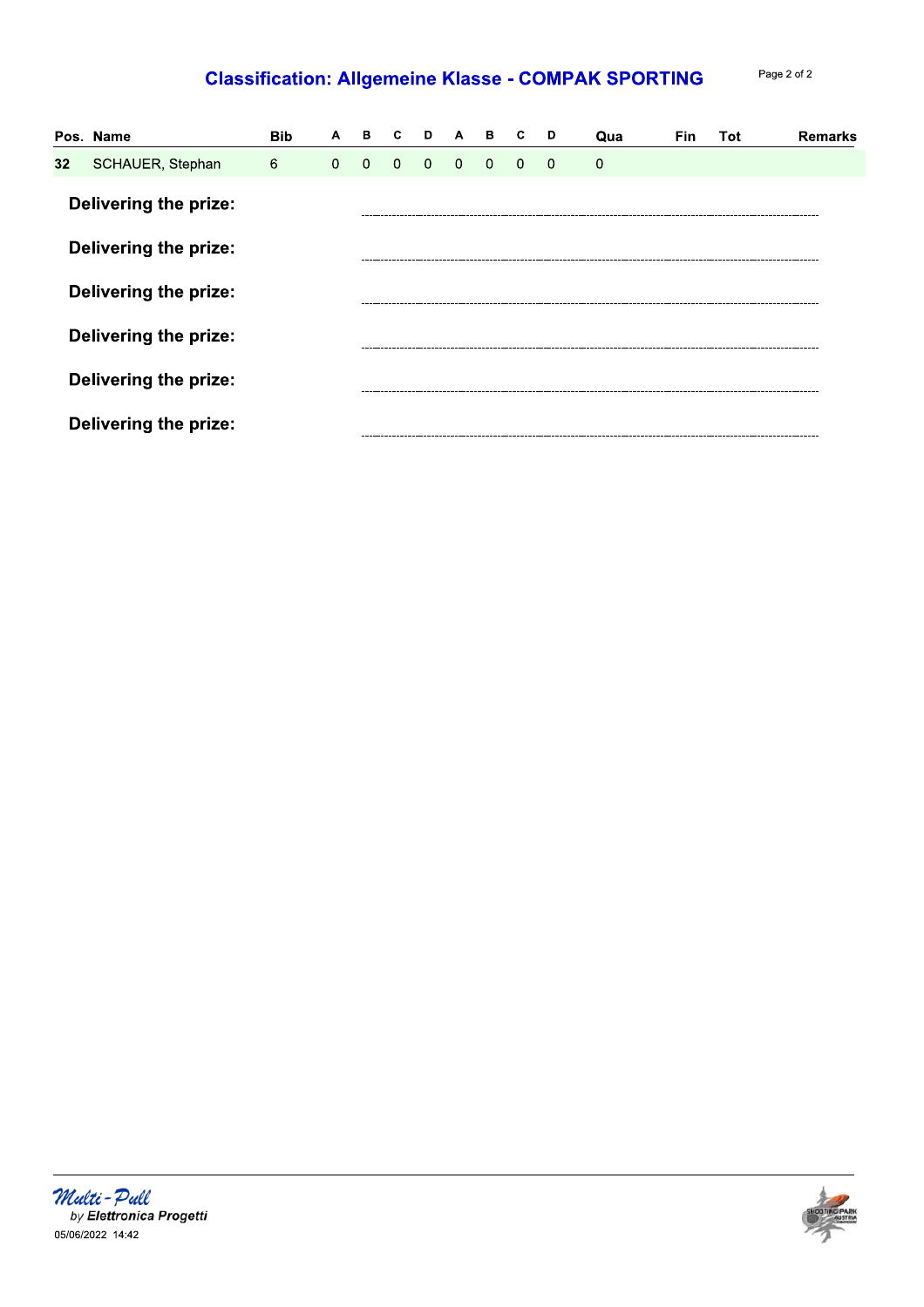# Classification: Allgemeine Klasse - COMPAK SPORTING

| Pos. | Name | Bib | A | B | C | D | A | B | C | D | Qua | Fin | Tot | Remarks |
|---|---|---|---|---|---|---|---|---|---|---|---|---|---|---|
| 32 | SCHAUER, Stephan | 6 | 0 | 0 | 0 | 0 | 0 | 0 | 0 | 0 | 0 | | | |

**Delivering the prize:** ............................................................

**Delivering the prize:** ............................................................

**Delivering the prize:** ............................................................

**Delivering the prize:** ............................................................

**Delivering the prize:** ............................................................

**Delivering the prize:** ............................................................

*Multi-Pull*
by *Elettronica Progetti*
05/06/2022 14:42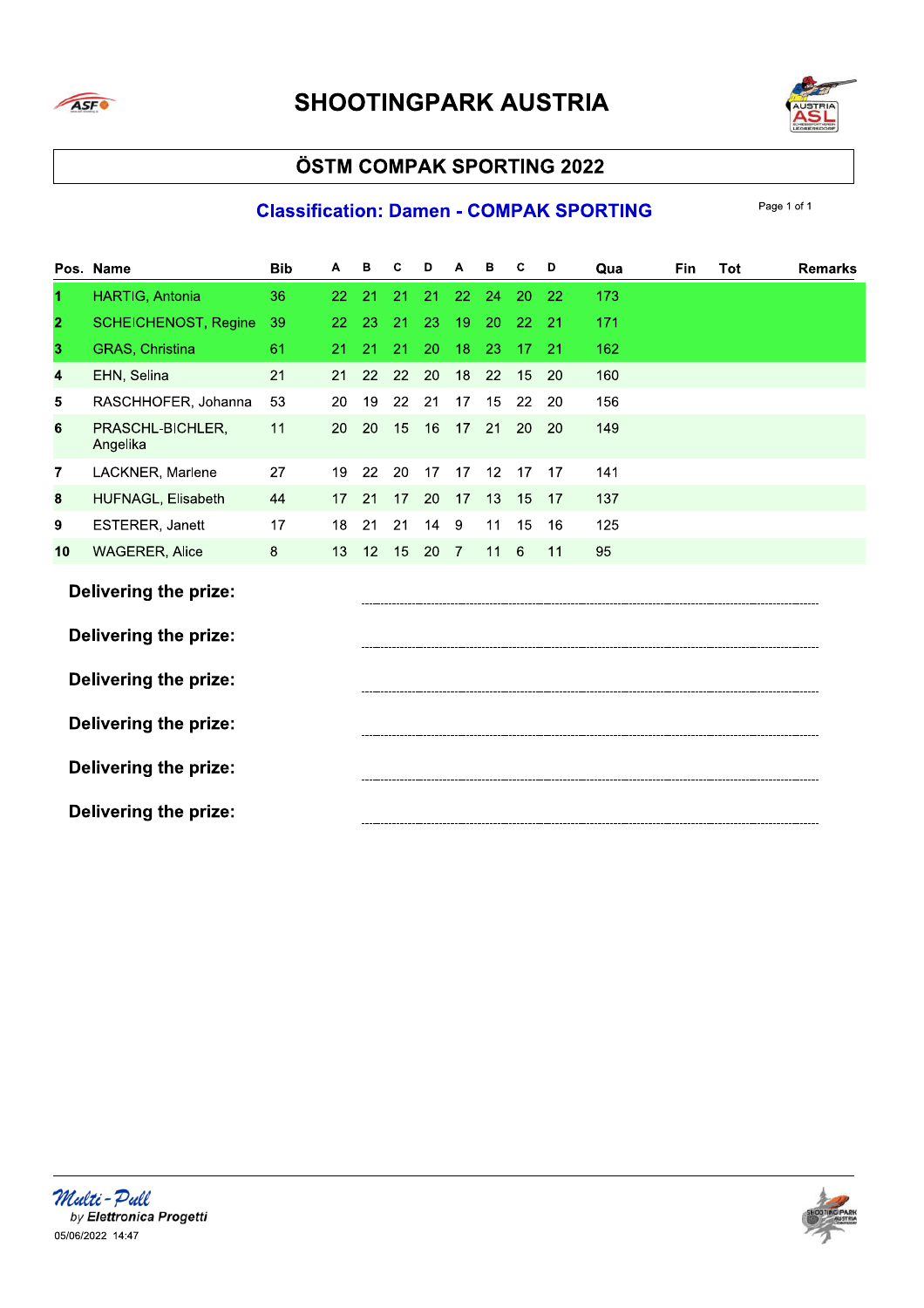# SHOOTINGPARK AUSTRIA

## ÖSTM COMPAK SPORTING 2022

### Classification: Damen - COMPAK SPORTING

| Pos. | Name | Bib | A | B | C | D | A | B | C | D | Qua | Fin | Tot | Remarks |
|---|---|---|---|---|---|---|---|---|---|---|---|---|---|---|
| 1 | HARTIG, Antonia | 36 | 22 | 21 | 21 | 21 | 22 | 24 | 20 | 22 | 173 | | | |
| 2 | SCHEICHENOST, Regine | 39 | 22 | 23 | 21 | 23 | 19 | 20 | 22 | 21 | 171 | | | |
| 3 | GRAS, Christina | 61 | 21 | 21 | 21 | 20 | 18 | 23 | 17 | 21 | 162 | | | |
| 4 | EHN, Selina | 21 | 21 | 22 | 22 | 20 | 18 | 22 | 15 | 20 | 160 | | | |
| 5 | RASCHHOFER, Johanna | 53 | 20 | 19 | 22 | 21 | 17 | 15 | 22 | 20 | 156 | | | |
| 6 | PRASCHL-BICHLER, Angelika | 11 | 20 | 20 | 15 | 16 | 17 | 21 | 20 | 20 | 149 | | | |
| 7 | LACKNER, Marlene | 27 | 19 | 22 | 20 | 17 | 17 | 12 | 17 | 17 | 141 | | | |
| 8 | HUFNAGL, Elisabeth | 44 | 17 | 21 | 17 | 20 | 17 | 13 | 15 | 17 | 137 | | | |
| 9 | ESTERER, Janett | 17 | 18 | 21 | 21 | 14 | 9 | 11 | 15 | 16 | 125 | | | |
| 10 | WAGERER, Alice | 8 | 13 | 12 | 15 | 20 | 7 | 11 | 6 | 11 | 95 | | | |

**Delivering the prize:** ..........................................................................

**Delivering the prize:** ..........................................................................

**Delivering the prize:** ..........................................................................

**Delivering the prize:** ..........................................................................

**Delivering the prize:** ..........................................................................

**Delivering the prize:** ..........................................................................

Multi-Pull by Elettronica Progetti
05/06/2022 14:47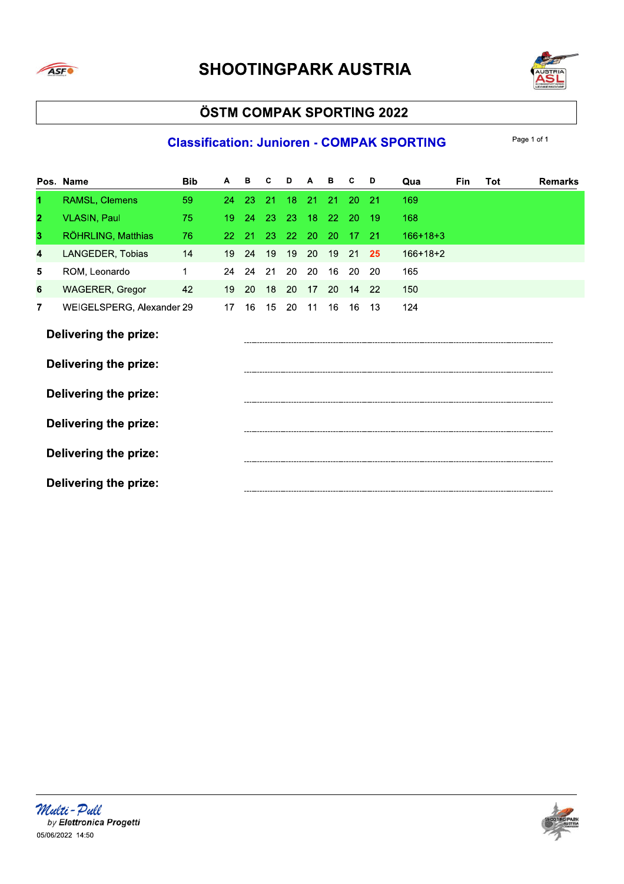# SHOOTINGPARK AUSTRIA

## ÖSTM COMPAK SPORTING 2022

### Classification: Junioren - COMPAK SPORTING

| Pos. | Name | Bib | A | B | C | D | A | B | C | D | Qua | Fin | Tot | Remarks |
|---|---|---|---|---|---|---|---|---|---|---|---|---|---|---|
| 1 | RAMSL, Clemens | 59 | 24 | 23 | 21 | 18 | 21 | 21 | 20 | 21 | 169 | | | |
| 2 | VLASIN, Paul | 75 | 19 | 24 | 23 | 23 | 18 | 22 | 20 | 19 | 168 | | | |
| 3 | RÖHRLING, Matthias | 76 | 22 | 21 | 23 | 22 | 20 | 20 | 17 | 21 | 166+18+3 | | | |
| 4 | LANGEDER, Tobias | 14 | 19 | 24 | 19 | 19 | 20 | 19 | 21 | 25 | 166+18+2 | | | |
| 5 | ROM, Leonardo | 1 | 24 | 24 | 21 | 20 | 20 | 16 | 20 | 20 | 165 | | | |
| 6 | WAGERER, Gregor | 42 | 19 | 20 | 18 | 20 | 17 | 20 | 14 | 22 | 150 | | | |
| 7 | WEIGELSPERG, Alexander | 29 | 17 | 16 | 15 | 20 | 11 | 16 | 16 | 13 | 124 | | | |

**Delivering the prize:** ..............................................................

**Delivering the prize:** ..............................................................

**Delivering the prize:** ..............................................................

**Delivering the prize:** ..............................................................

**Delivering the prize:** ..............................................................

**Delivering the prize:** ..............................................................

Multi-Pull by Elettronica Progetti
05/06/2022 14:50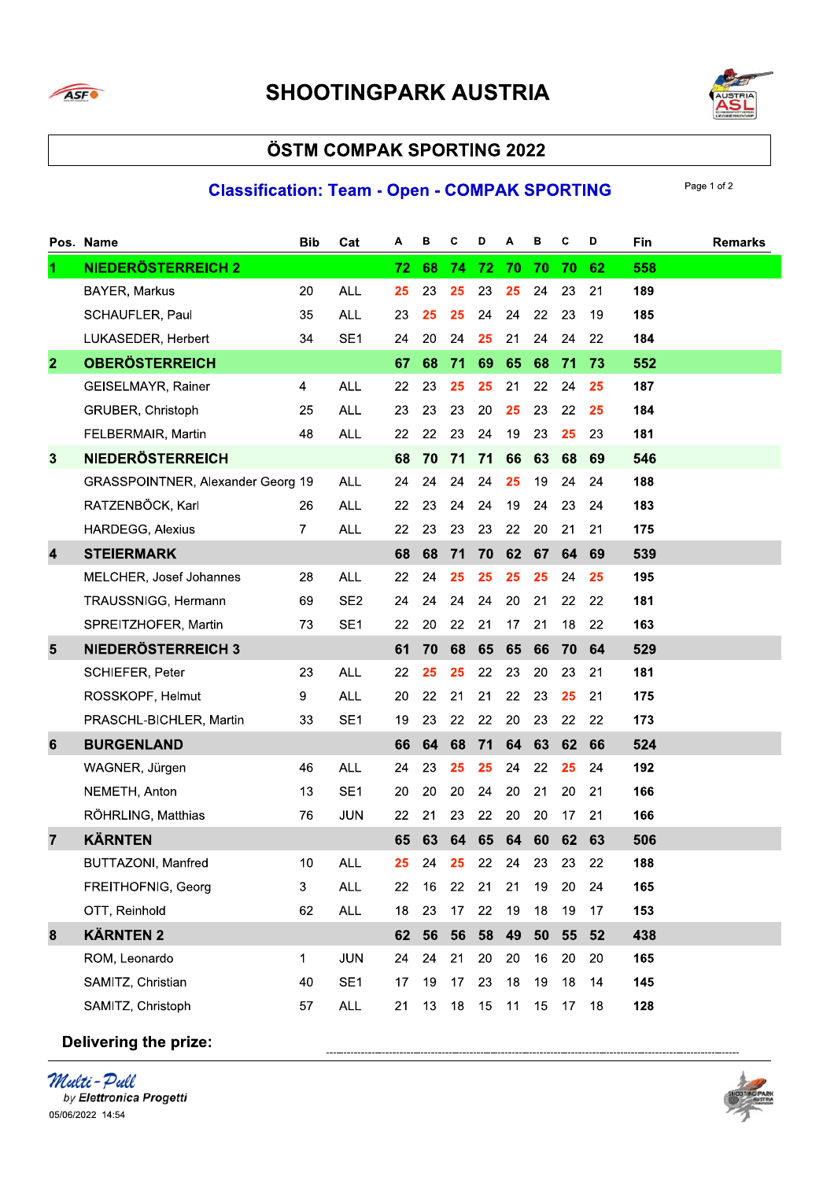# SHOOTINGPARK AUSTRIA

## ÖSTM COMPAK SPORTING 2022

### Classification: Team - Open - COMPAK SPORTING

| Pos. | Name | Bib | Cat | A | B | C | D | A | B | C | D | Fin | Remarks |
|---|---|---|---|---|---|---|---|---|---|---|---|---|---|
| 1 | **NIEDERÖSTERREICH 2** | | | **72** | **68** | **74** | **72** | **70** | **70** | **70** | **62** | **558** | |
| | BAYER, Markus | 20 | ALL | 25 | 23 | 25 | 23 | 25 | 24 | 23 | 21 | **189** | |
| | SCHAUFLER, Paul | 35 | ALL | 23 | 25 | 25 | 24 | 24 | 22 | 23 | 19 | **185** | |
| | LUKASEDER, Herbert | 34 | SE1 | 24 | 20 | 24 | 25 | 21 | 24 | 24 | 22 | **184** | |
| 2 | **OBERÖSTERREICH** | | | **67** | **68** | **71** | **69** | **65** | **68** | **71** | **73** | **552** | |
| | GEISELMAYR, Rainer | 4 | ALL | 22 | 23 | 25 | 25 | 21 | 22 | 24 | 25 | **187** | |
| | GRUBER, Christoph | 25 | ALL | 23 | 23 | 23 | 20 | 25 | 23 | 22 | 25 | **184** | |
| | FELBERMAIR, Martin | 48 | ALL | 22 | 22 | 23 | 24 | 19 | 23 | 25 | 23 | **181** | |
| 3 | **NIEDERÖSTERREICH** | | | **68** | **70** | **71** | **71** | **66** | **63** | **68** | **69** | **546** | |
| | GRASSPOINTNER, Alexander Georg | 19 | ALL | 24 | 24 | 24 | 24 | 25 | 19 | 24 | 24 | **188** | |
| | RATZENBÖCK, Karl | 26 | ALL | 22 | 23 | 24 | 24 | 19 | 24 | 23 | 24 | **183** | |
| | HARDEGG, Alexius | 7 | ALL | 22 | 23 | 23 | 23 | 22 | 20 | 21 | 21 | **175** | |
| 4 | **STEIERMARK** | | | **68** | **68** | **71** | **70** | **62** | **67** | **64** | **69** | **539** | |
| | MELCHER, Josef Johannes | 28 | ALL | 22 | 24 | 25 | 25 | 25 | 25 | 24 | 25 | **195** | |
| | TRAUSSNIGG, Hermann | 69 | SE2 | 24 | 24 | 24 | 24 | 20 | 21 | 22 | 22 | **181** | |
| | SPREITZHOFER, Martin | 73 | SE1 | 22 | 20 | 22 | 21 | 17 | 21 | 18 | 22 | **163** | |
| 5 | **NIEDERÖSTERREICH 3** | | | **61** | **70** | **68** | **65** | **65** | **66** | **70** | **64** | **529** | |
| | SCHIEFER, Peter | 23 | ALL | 22 | 25 | 25 | 22 | 23 | 20 | 23 | 21 | **181** | |
| | ROSSKOPF, Helmut | 9 | ALL | 20 | 22 | 21 | 21 | 22 | 23 | 25 | 21 | **175** | |
| | PRASCHL-BICHLER, Martin | 33 | SE1 | 19 | 23 | 22 | 22 | 20 | 23 | 22 | 22 | **173** | |
| 6 | **BURGENLAND** | | | **66** | **64** | **68** | **71** | **64** | **63** | **62** | **66** | **524** | |
| | WAGNER, Jürgen | 46 | ALL | 24 | 23 | 25 | 25 | 24 | 22 | 25 | 24 | **192** | |
| | NEMETH, Anton | 13 | SE1 | 20 | 20 | 20 | 24 | 20 | 21 | 20 | 21 | **166** | |
| | RÖHRLING, Matthias | 76 | JUN | 22 | 21 | 23 | 22 | 20 | 20 | 17 | 21 | **166** | |
| 7 | **KÄRNTEN** | | | **65** | **63** | **64** | **65** | **64** | **60** | **62** | **63** | **506** | |
| | BUTTAZONI, Manfred | 10 | ALL | 25 | 24 | 25 | 22 | 24 | 23 | 23 | 22 | **188** | |
| | FREITHOFNIG, Georg | 3 | ALL | 22 | 16 | 22 | 21 | 21 | 19 | 20 | 24 | **165** | |
| | OTT, Reinhold | 62 | ALL | 18 | 23 | 17 | 22 | 19 | 18 | 19 | 17 | **153** | |
| 8 | **KÄRNTEN 2** | | | **62** | **56** | **56** | **58** | **49** | **50** | **55** | **52** | **438** | |
| | ROM, Leonardo | 1 | JUN | 24 | 24 | 21 | 20 | 20 | 16 | 20 | 20 | **165** | |
| | SAMITZ, Christian | 40 | SE1 | 17 | 19 | 17 | 23 | 18 | 19 | 18 | 14 | **145** | |
| | SAMITZ, Christoph | 57 | ALL | 21 | 13 | 18 | 15 | 11 | 15 | 17 | 18 | **128** | |

**Delivering the prize:** ____________________

*Multi-Pull* by Elettronica Progetti

05/06/2022 14:54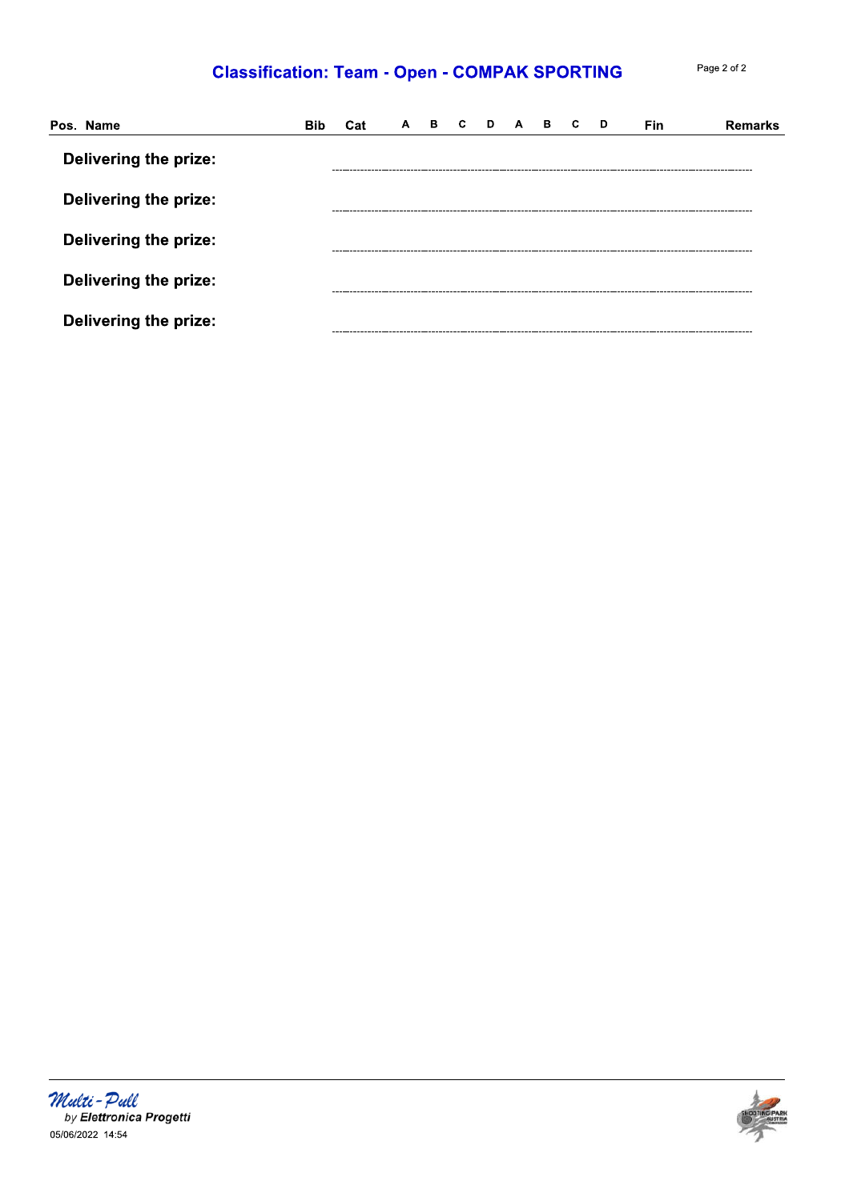# Classification: Team - Open - COMPAK SPORTING

| Pos. | Name | Bib | Cat | A | B | C | D | A | B | C | D | Fin | Remarks |
|---|---|---|---|---|---|---|---|---|---|---|---|---|---|

**Delivering the prize:** ..............................................................................................................

**Delivering the prize:** ..............................................................................................................

**Delivering the prize:** ..............................................................................................................

**Delivering the prize:** ..............................................................................................................

**Delivering the prize:** ..............................................................................................................

Multi-Pull
by Elettronica Progetti
05/06/2022 14:54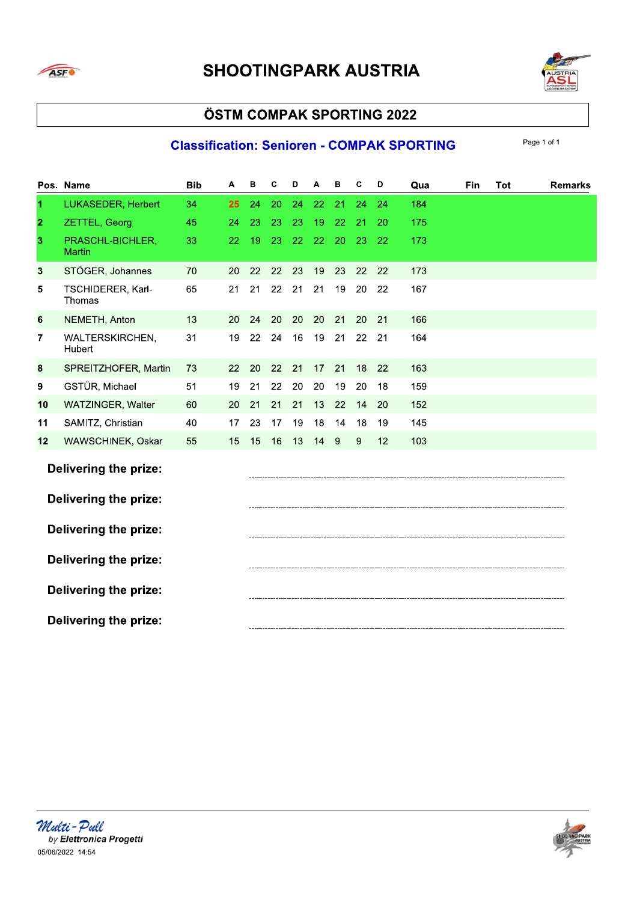# SHOOTINGPARK AUSTRIA

## ÖSTM COMPAK SPORTING 2022

### Classification: Senioren - COMPAK SPORTING

| Pos. | Name | Bib | A | B | C | D | A | B | C | D | Qua | Fin | Tot | Remarks |
|---|---|---|---|---|---|---|---|---|---|---|---|---|---|---|
| 1 | LUKASEDER, Herbert | 34 | 25 | 24 | 20 | 24 | 22 | 21 | 24 | 24 | 184 | | | |
| 2 | ZETTEL, Georg | 45 | 24 | 23 | 23 | 23 | 19 | 22 | 21 | 20 | 175 | | | |
| 3 | PRASCHL-BICHLER, Martin | 33 | 22 | 19 | 23 | 22 | 22 | 20 | 23 | 22 | 173 | | | |
| 3 | STÖGER, Johannes | 70 | 20 | 22 | 22 | 23 | 19 | 23 | 22 | 22 | 173 | | | |
| 5 | TSCHIDERER, Karl-Thomas | 65 | 21 | 21 | 22 | 21 | 21 | 19 | 20 | 22 | 167 | | | |
| 6 | NEMETH, Anton | 13 | 20 | 24 | 20 | 20 | 20 | 21 | 20 | 21 | 166 | | | |
| 7 | WALTERSKIRCHEN, Hubert | 31 | 19 | 22 | 24 | 16 | 19 | 21 | 22 | 21 | 164 | | | |
| 8 | SPREITZHOFER, Martin | 73 | 22 | 20 | 22 | 21 | 17 | 21 | 18 | 22 | 163 | | | |
| 9 | GSTÜR, Michael | 51 | 19 | 21 | 22 | 20 | 20 | 19 | 20 | 18 | 159 | | | |
| 10 | WATZINGER, Walter | 60 | 20 | 21 | 21 | 21 | 13 | 22 | 14 | 20 | 152 | | | |
| 11 | SAMITZ, Christian | 40 | 17 | 23 | 17 | 19 | 18 | 14 | 18 | 19 | 145 | | | |
| 12 | WAWSCHINEK, Oskar | 55 | 15 | 15 | 16 | 13 | 14 | 9 | 9 | 12 | 103 | | | |

**Delivering the prize:** ..........................................................................

**Delivering the prize:** ..........................................................................

**Delivering the prize:** ..........................................................................

**Delivering the prize:** ..........................................................................

**Delivering the prize:** ..........................................................................

**Delivering the prize:** ..........................................................................

Multi-Pull by Elettronica Progetti
05/06/2022 14:54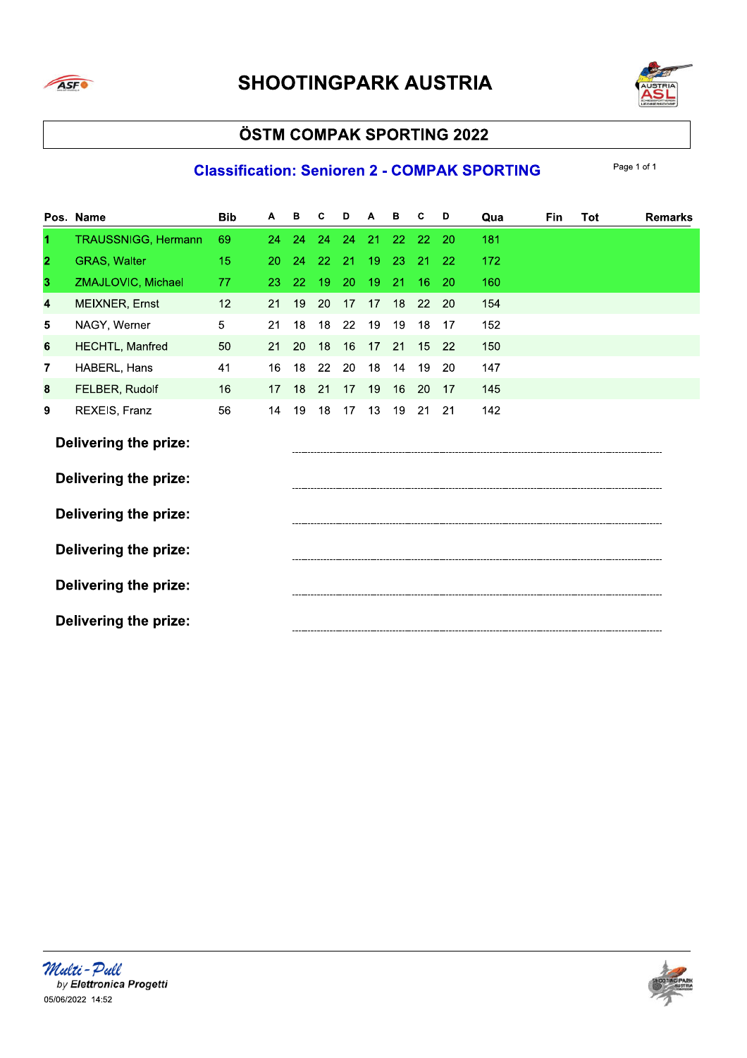# SHOOTINGPARK AUSTRIA

## ÖSTM COMPAK SPORTING 2022

### Classification: Senioren 2 - COMPAK SPORTING

| Pos. | Name | Bib | A | B | C | D | A | B | C | D | Qua | Fin | Tot | Remarks |
|---|---|---|---|---|---|---|---|---|---|---|---|---|---|---|
| 1 | TRAUSSNIGG, Hermann | 69 | 24 | 24 | 24 | 24 | 21 | 22 | 22 | 20 | 181 | | | |
| 2 | GRAS, Walter | 15 | 20 | 24 | 22 | 21 | 19 | 23 | 21 | 22 | 172 | | | |
| 3 | ZMAJLOVIC, Michael | 77 | 23 | 22 | 19 | 20 | 19 | 21 | 16 | 20 | 160 | | | |
| 4 | MEIXNER, Ernst | 12 | 21 | 19 | 20 | 17 | 17 | 18 | 22 | 20 | 154 | | | |
| 5 | NAGY, Werner | 5 | 21 | 18 | 18 | 22 | 19 | 19 | 18 | 17 | 152 | | | |
| 6 | HECHTL, Manfred | 50 | 21 | 20 | 18 | 16 | 17 | 21 | 15 | 22 | 150 | | | |
| 7 | HABERL, Hans | 41 | 16 | 18 | 22 | 20 | 18 | 14 | 19 | 20 | 147 | | | |
| 8 | FELBER, Rudolf | 16 | 17 | 18 | 21 | 17 | 19 | 16 | 20 | 17 | 145 | | | |
| 9 | REXEIS, Franz | 56 | 14 | 19 | 18 | 17 | 13 | 19 | 21 | 21 | 142 | | | |

**Delivering the prize:** ..............................

**Delivering the prize:** ..............................

**Delivering the prize:** ..............................

**Delivering the prize:** ..............................

**Delivering the prize:** ..............................

**Delivering the prize:** ..............................

*Multi-Pull*
by Elettronica Progetti
05/06/2022 14:52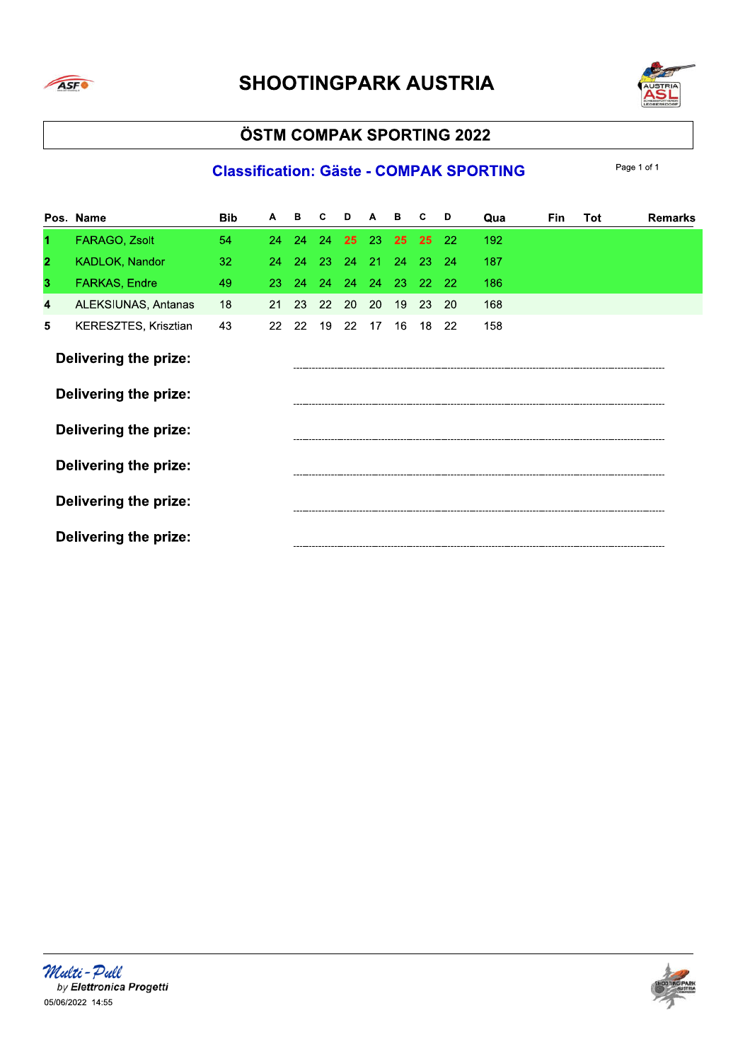# SHOOTINGPARK AUSTRIA

## ÖSTM COMPAK SPORTING 2022

### Classification: Gäste - COMPAK SPORTING

Page 1 of 1

| Pos. | Name | Bib | A | B | C | D | A | B | C | D | Qua | Fin | Tot | Remarks |
|---|---|---|---|---|---|---|---|---|---|---|---|---|---|---|
| 1 | FARAGO, Zsolt | 54 | 24 | 24 | 24 | 25 | 23 | 25 | 25 | 22 | 192 | | | |
| 2 | KADLOK, Nandor | 32 | 24 | 24 | 23 | 24 | 21 | 24 | 23 | 24 | 187 | | | |
| 3 | FARKAS, Endre | 49 | 23 | 24 | 24 | 24 | 24 | 23 | 22 | 22 | 186 | | | |
| 4 | ALEKSIUNAS, Antanas | 18 | 21 | 23 | 22 | 20 | 20 | 19 | 23 | 20 | 168 | | | |
| 5 | KERESZTES, Krisztian | 43 | 22 | 22 | 19 | 22 | 17 | 16 | 18 | 22 | 158 | | | |

**Delivering the prize:** ------------------------------------------------

**Delivering the prize:** ------------------------------------------------

**Delivering the prize:** ------------------------------------------------

**Delivering the prize:** ------------------------------------------------

**Delivering the prize:** ------------------------------------------------

**Delivering the prize:** ------------------------------------------------

*Multi-Pull*
*by Elettronica Progetti*
05/06/2022 14:55